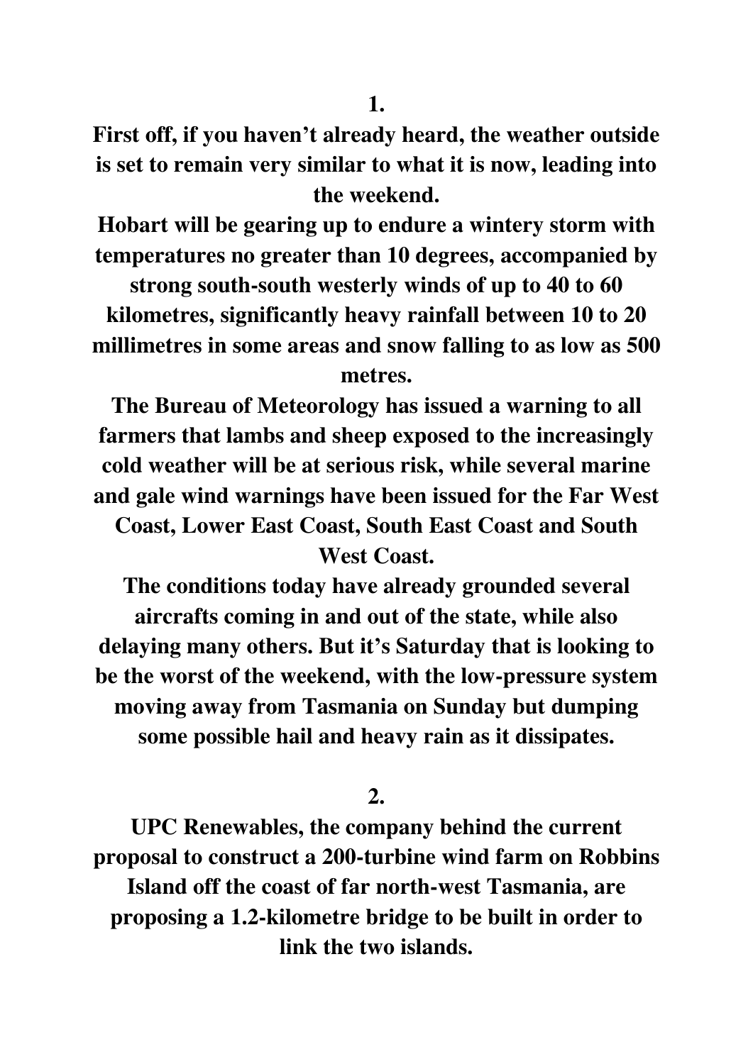**1.**

**First off, if you haven't already heard, the weather outside is set to remain very similar to what it is now, leading into the weekend.**

**Hobart will be gearing up to endure a wintery storm with temperatures no greater than 10 degrees, accompanied by strong south-south westerly winds of up to 40 to 60 kilometres, significantly heavy rainfall between 10 to 20 millimetres in some areas and snow falling to as low as 500 metres.**

**The Bureau of Meteorology has issued a warning to all farmers that lambs and sheep exposed to the increasingly cold weather will be at serious risk, while several marine and gale wind warnings have been issued for the Far West Coast, Lower East Coast, South East Coast and South West Coast.**

**The conditions today have already grounded several aircrafts coming in and out of the state, while also delaying many others. But it's Saturday that is looking to be the worst of the weekend, with the low-pressure system moving away from Tasmania on Sunday but dumping some possible hail and heavy rain as it dissipates.**

**2.**

**UPC Renewables, the company behind the current proposal to construct a 200-turbine wind farm on Robbins Island off the coast of far north-west Tasmania, are proposing a 1.2-kilometre bridge to be built in order to link the two islands.**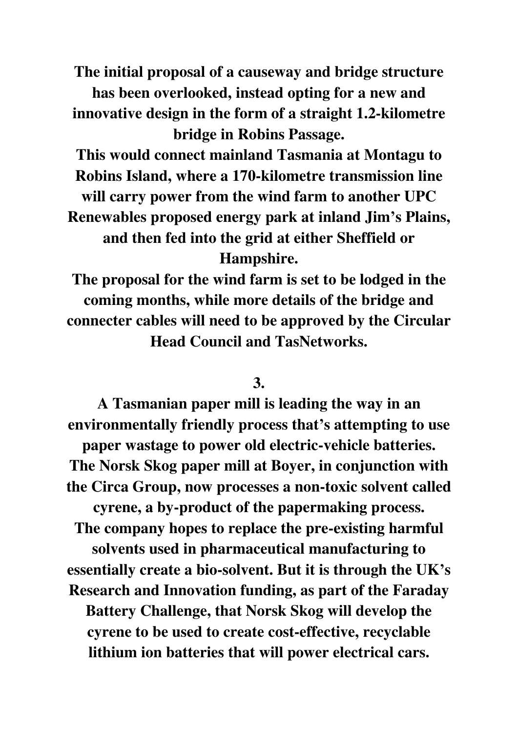**The initial proposal of a causeway and bridge structure has been overlooked, instead opting for a new and innovative design in the form of a straight 1.2-kilometre bridge in Robins Passage.**

**This would connect mainland Tasmania at Montagu to Robins Island, where a 170-kilometre transmission line will carry power from the wind farm to another UPC Renewables proposed energy park at inland Jim's Plains, and then fed into the grid at either Sheffield or Hampshire.**

**The proposal for the wind farm is set to be lodged in the coming months, while more details of the bridge and connecter cables will need to be approved by the Circular Head Council and TasNetworks.**

**3.**

**A Tasmanian paper mill is leading the way in an environmentally friendly process that's attempting to use paper wastage to power old electric-vehicle batteries.**

**The Norsk Skog paper mill at Boyer, in conjunction with the Circa Group, now processes a non-toxic solvent called cyrene, a by-product of the papermaking process.**

**The company hopes to replace the pre-existing harmful solvents used in pharmaceutical manufacturing to essentially create a bio-solvent. But it is through the UK's Research and Innovation funding, as part of the Faraday Battery Challenge, that Norsk Skog will develop the cyrene to be used to create cost-effective, recyclable lithium ion batteries that will power electrical cars.**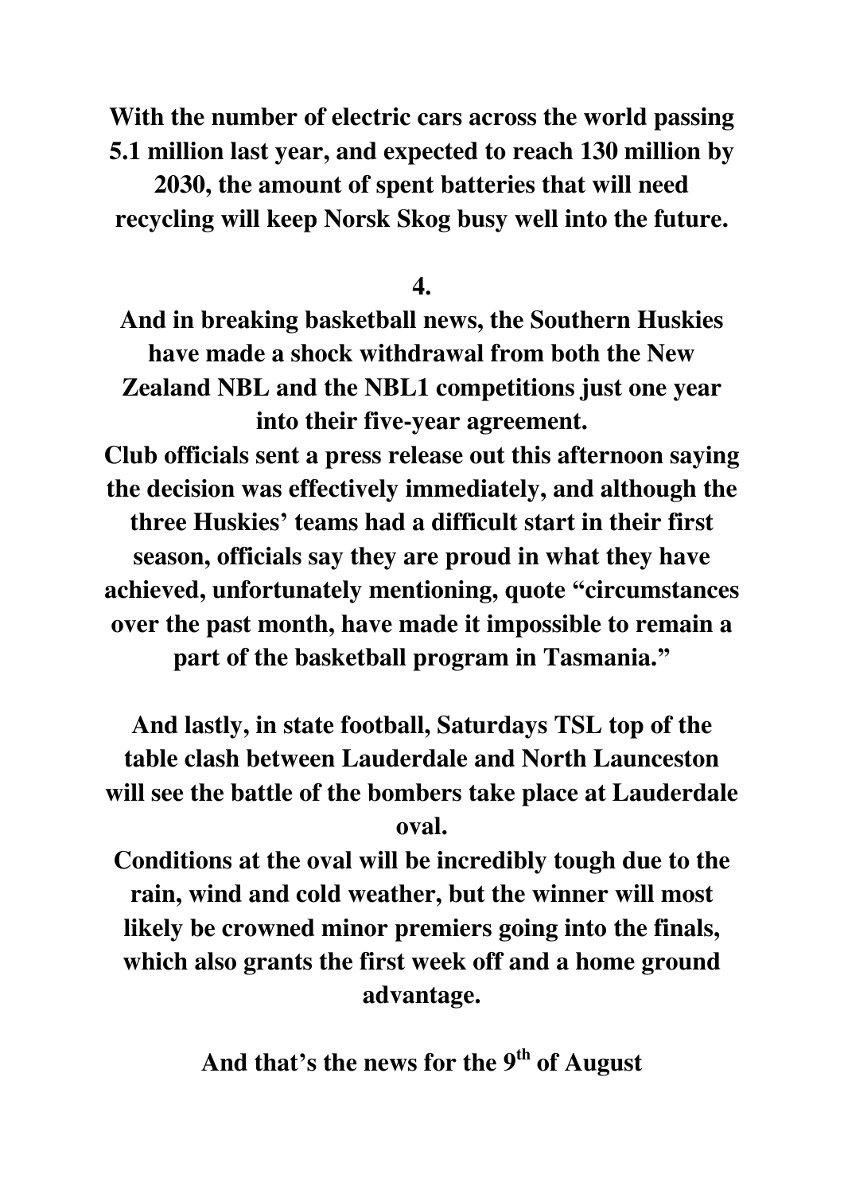**With the number of electric cars across the world passing 5.1 million last year, and expected to reach 130 million by 2030, the amount of spent batteries that will need recycling will keep Norsk Skog busy well into the future.**

**4.**

**And in breaking basketball news, the Southern Huskies have made a shock withdrawal from both the New Zealand NBL and the NBL1 competitions just one year into their five-year agreement.**
**Club officials sent a press release out this afternoon saying the decision was effectively immediately, and although the three Huskies' teams had a difficult start in their first season, officials say they are proud in what they have achieved, unfortunately mentioning, quote "circumstances over the past month, have made it impossible to remain a part of the basketball program in Tasmania."**

**And lastly, in state football, Saturdays TSL top of the table clash between Lauderdale and North Launceston will see the battle of the bombers take place at Lauderdale oval.**
**Conditions at the oval will be incredibly tough due to the rain, wind and cold weather, but the winner will most likely be crowned minor premiers going into the finals, which also grants the first week off and a home ground advantage.**

**And that's the news for the 9th of August**